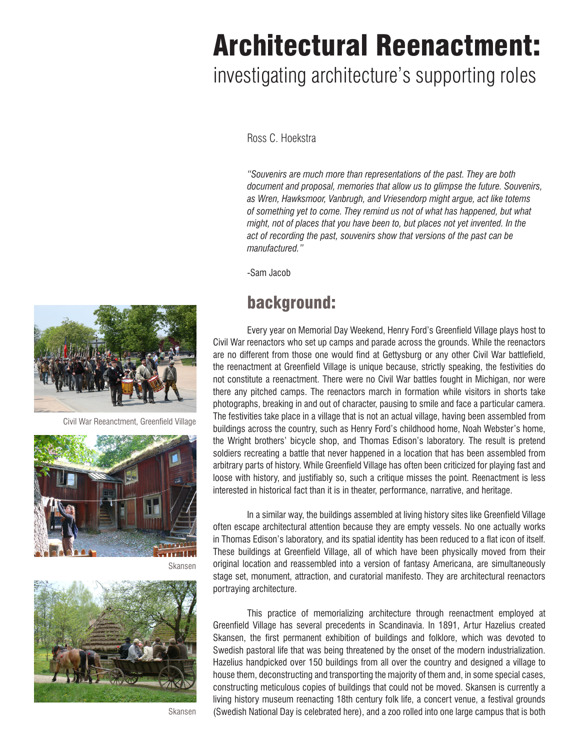# Architectural Reenactment:

## investigating architecture's supporting roles

Ross C. Hoekstra

*"Souvenirs are much more than representations of the past. They are both document and proposal, memories that allow us to glimpse the future. Souvenirs, as Wren, Hawksmoor, Vanbrugh, and Vriesendorp might argue, act like totems of something yet to come. They remind us not of what has happened, but what might, not of places that you have been to, but places not yet invented. In the act of recording the past, souvenirs show that versions of the past can be manufactured."*

-Sam Jacob

## background:

Every year on Memorial Day Weekend, Henry Ford's Greenfield Village plays host to Civil War reenactors who set up camps and parade across the grounds. While the reenactors are no different from those one would find at Gettysburg or any other Civil War battlefield, the reenactment at Greenfield Village is unique because, strictly speaking, the festivities do not constitute a reenactment. There were no Civil War battles fought in Michigan, nor were there any pitched camps. The reenactors march in formation while visitors in shorts take photographs, breaking in and out of character, pausing to smile and face a particular camera. The festivities take place in a village that is not an actual village, having been assembled from buildings across the country, such as Henry Ford's childhood home, Noah Webster's home, the Wright brothers' bicycle shop, and Thomas Edison's laboratory. The result is pretend soldiers recreating a battle that never happened in a location that has been assembled from arbitrary parts of history. While Greenfield Village has often been criticized for playing fast and loose with history, and justifiably so, such a critique misses the point. Reenactment is less interested in historical fact than it is in theater, performance, narrative, and heritage.

In a similar way, the buildings assembled at living history sites like Greenfield Village often escape architectural attention because they are empty vessels. No one actually works in Thomas Edison's laboratory, and its spatial identity has been reduced to a flat icon of itself. These buildings at Greenfield Village, all of which have been physically moved from their original location and reassembled into a version of fantasy Americana, are simultaneously stage set, monument, attraction, and curatorial manifesto. They are architectural reenactors portraying architecture.

This practice of memorializing architecture through reenactment employed at Greenfield Village has several precedents in Scandinavia. In 1891, Artur Hazelius created Skansen, the first permanent exhibition of buildings and folklore, which was devoted to Swedish pastoral life that was being threatened by the onset of the modern industrialization. Hazelius handpicked over 150 buildings from all over the country and designed a village to house them, deconstructing and transporting the majority of them and, in some special cases, constructing meticulous copies of buildings that could not be moved. Skansen is currently a living history museum reenacting 18th century folk life, a concert venue, a festival grounds (Swedish National Day is celebrated here), and a zoo rolled into one large campus that is both

Civil War Reeanctment, Greenfield Village

Skansen

Skansen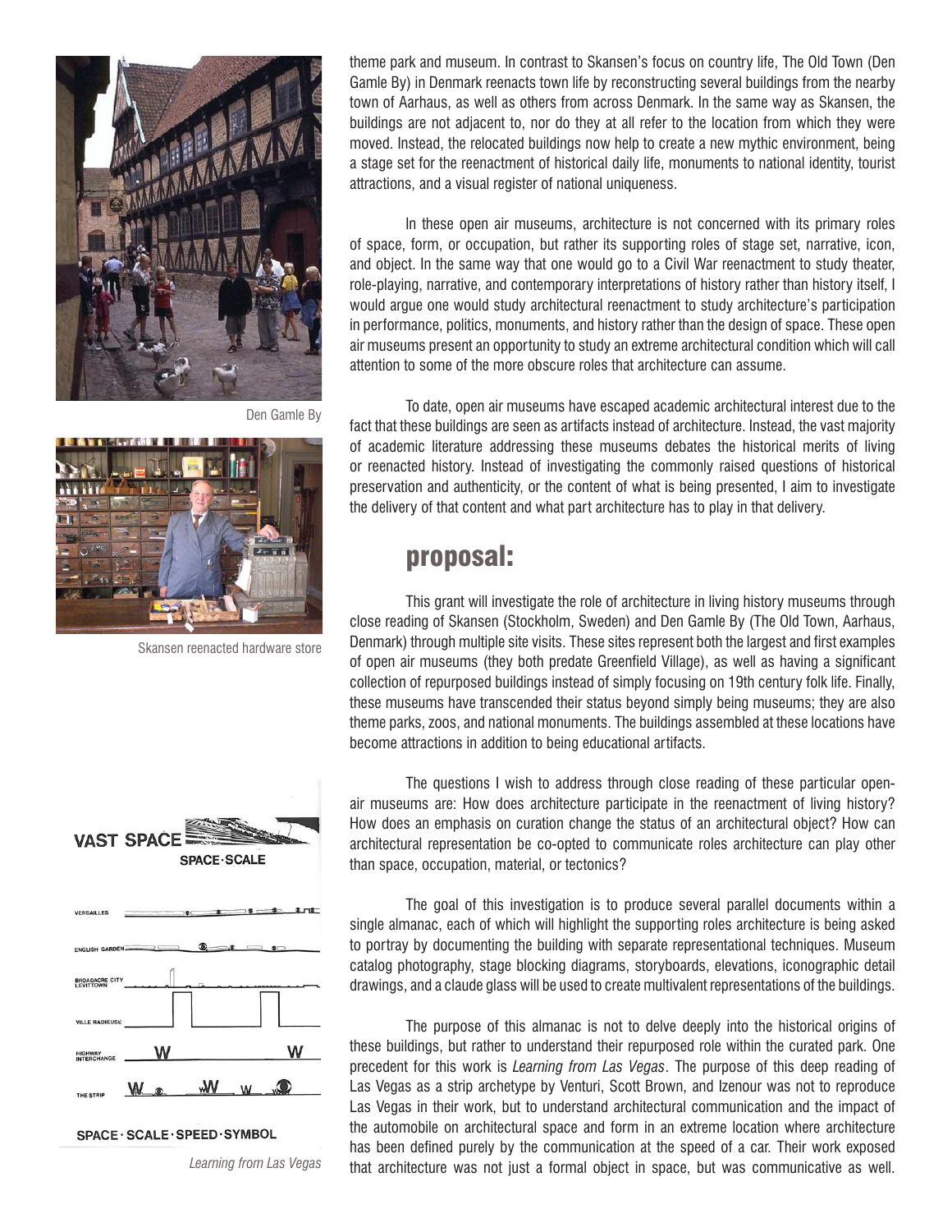theme park and museum. In contrast to Skansen's focus on country life, The Old Town (Den Gamle By) in Denmark reenacts town life by reconstructing several buildings from the nearby town of Aarhaus, as well as others from across Denmark. In the same way as Skansen, the buildings are not adjacent to, nor do they at all refer to the location from which they were moved. Instead, the relocated buildings now help to create a new mythic environment, being a stage set for the reenactment of historical daily life, monuments to national identity, tourist attractions, and a visual register of national uniqueness.

In these open air museums, architecture is not concerned with its primary roles of space, form, or occupation, but rather its supporting roles of stage set, narrative, icon, and object. In the same way that one would go to a Civil War reenactment to study theater, role-playing, narrative, and contemporary interpretations of history rather than history itself, I would argue one would study architectural reenactment to study architecture's participation in performance, politics, monuments, and history rather than the design of space. These open air museums present an opportunity to study an extreme architectural condition which will call attention to some of the more obscure roles that architecture can assume.

To date, open air museums have escaped academic architectural interest due to the fact that these buildings are seen as artifacts instead of architecture. Instead, the vast majority of academic literature addressing these museums debates the historical merits of living or reenacted history. Instead of investigating the commonly raised questions of historical preservation and authenticity, or the content of what is being presented, I aim to investigate the delivery of that content and what part architecture has to play in that delivery.

Den Gamle By

Skansen reenacted hardware store

## proposal:

This grant will investigate the role of architecture in living history museums through close reading of Skansen (Stockholm, Sweden) and Den Gamle By (The Old Town, Aarhaus, Denmark) through multiple site visits. These sites represent both the largest and first examples of open air museums (they both predate Greenfield Village), as well as having a significant collection of repurposed buildings instead of simply focusing on 19th century folk life. Finally, these museums have transcended their status beyond simply being museums; they are also theme parks, zoos, and national monuments. The buildings assembled at these locations have become attractions in addition to being educational artifacts.

The questions I wish to address through close reading of these particular open-air museums are: How does architecture participate in the reenactment of living history? How does an emphasis on curation change the status of an architectural object? How can architectural representation be co-opted to communicate roles architecture can play other than space, occupation, material, or tectonics?

The goal of this investigation is to produce several parallel documents within a single almanac, each of which will highlight the supporting roles architecture is being asked to portray by documenting the building with separate representational techniques. Museum catalog photography, stage blocking diagrams, storyboards, elevations, iconographic detail drawings, and a claude glass will be used to create multivalent representations of the buildings.

The purpose of this almanac is not to delve deeply into the historical origins of these buildings, but rather to understand their repurposed role within the curated park. One precedent for this work is *Learning from Las Vegas*. The purpose of this deep reading of Las Vegas as a strip archetype by Venturi, Scott Brown, and Izenour was not to reproduce Las Vegas in their work, but to understand architectural communication and the impact of the automobile on architectural space and form in an extreme location where architecture has been defined purely by the communication at the speed of a car. Their work exposed that architecture was not just a formal object in space, but was communicative as well.

*Learning from Las Vegas*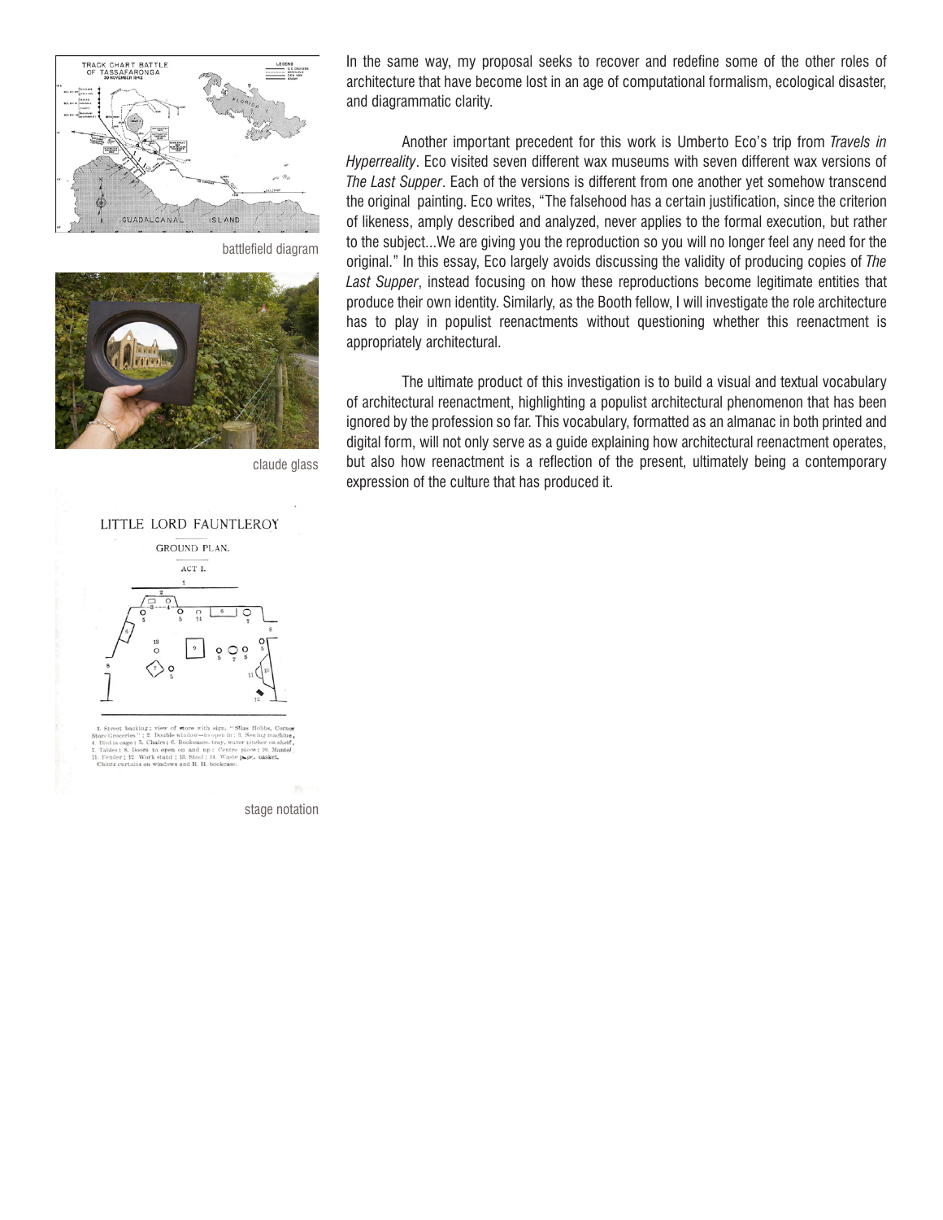battlefield diagram

claude glass

stage notation

In the same way, my proposal seeks to recover and redefine some of the other roles of architecture that have become lost in an age of computational formalism, ecological disaster, and diagrammatic clarity.

Another important precedent for this work is Umberto Eco's trip from *Travels in Hyperreality*. Eco visited seven different wax museums with seven different wax versions of *The Last Supper*. Each of the versions is different from one another yet somehow transcend the original painting. Eco writes, "The falsehood has a certain justification, since the criterion of likeness, amply described and analyzed, never applies to the formal execution, but rather to the subject...We are giving you the reproduction so you will no longer feel any need for the original." In this essay, Eco largely avoids discussing the validity of producing copies of *The Last Supper*, instead focusing on how these reproductions become legitimate entities that produce their own identity. Similarly, as the Booth fellow, I will investigate the role architecture has to play in populist reenactments without questioning whether this reenactment is appropriately architectural.

The ultimate product of this investigation is to build a visual and textual vocabulary of architectural reenactment, highlighting a populist architectural phenomenon that has been ignored by the profession so far. This vocabulary, formatted as an almanac in both printed and digital form, will not only serve as a guide explaining how architectural reenactment operates, but also how reenactment is a reflection of the present, ultimately being a contemporary expression of the culture that has produced it.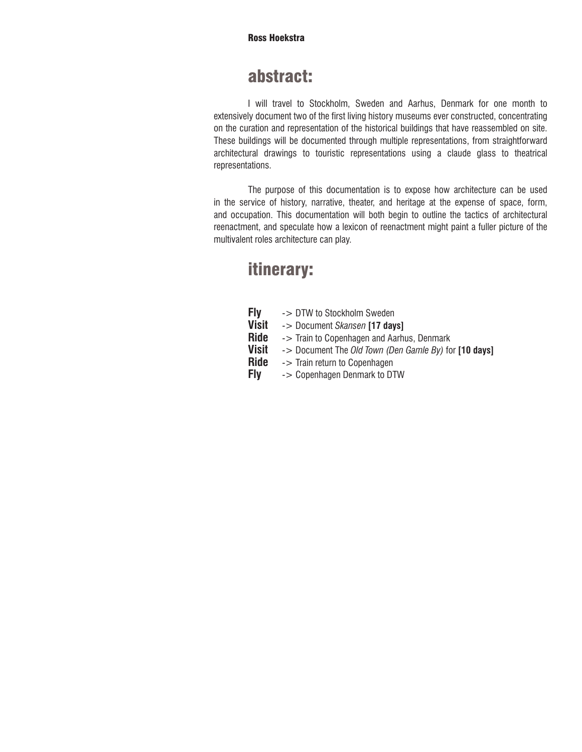**Ross Hoekstra**

## abstract:

I will travel to Stockholm, Sweden and Aarhus, Denmark for one month to extensively document two of the first living history museums ever constructed, concentrating on the curation and representation of the historical buildings that have reassembled on site. These buildings will be documented through multiple representations, from straightforward architectural drawings to touristic representations using a claude glass to theatrical representations.

The purpose of this documentation is to expose how architecture can be used in the service of history, narrative, theater, and heritage at the expense of space, form, and occupation. This documentation will both begin to outline the tactics of architectural reenactment, and speculate how a lexicon of reenactment might paint a fuller picture of the multivalent roles architecture can play.

## itinerary:

**Fly** -> DTW to Stockholm Sweden
**Visit** -> Document *Skansen* **[17 days]**
**Ride** -> Train to Copenhagen and Aarhus, Denmark
**Visit** -> Document The *Old Town (Den Gamle By)* for **[10 days]**
**Ride** -> Train return to Copenhagen
**Fly** -> Copenhagen Denmark to DTW